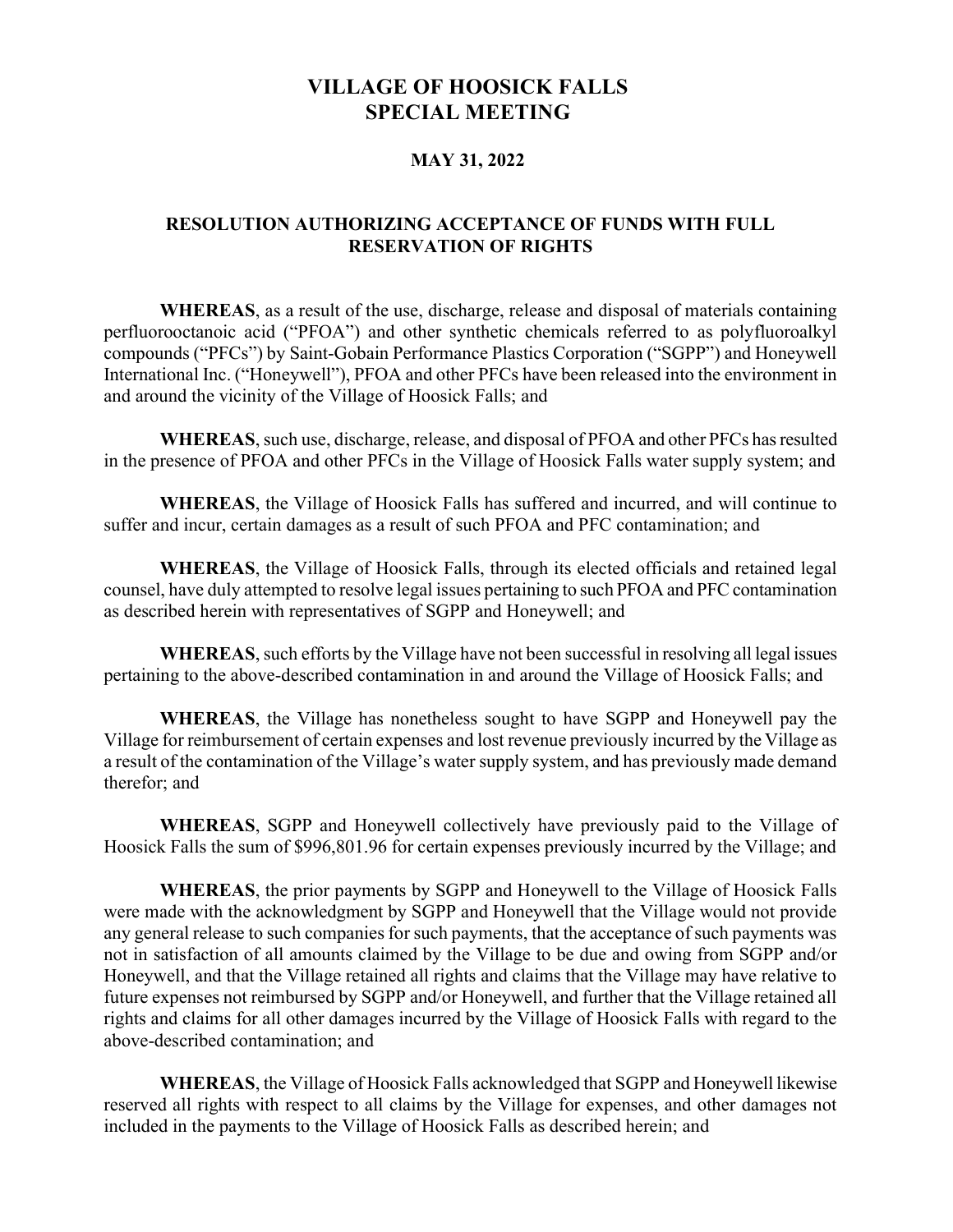# VILLAGE OF HOOSICK FALLS
# SPECIAL MEETING

### MAY 31, 2022

### RESOLUTION AUTHORIZING ACCEPTANCE OF FUNDS WITH FULL RESERVATION OF RIGHTS

**WHEREAS**, as a result of the use, discharge, release and disposal of materials containing perfluorooctanoic acid ("PFOA") and other synthetic chemicals referred to as polyfluoroalkyl compounds ("PFCs") by Saint-Gobain Performance Plastics Corporation ("SGPP") and Honeywell International Inc. ("Honeywell"), PFOA and other PFCs have been released into the environment in and around the vicinity of the Village of Hoosick Falls; and

**WHEREAS**, such use, discharge, release, and disposal of PFOA and other PFCs has resulted in the presence of PFOA and other PFCs in the Village of Hoosick Falls water supply system; and

**WHEREAS**, the Village of Hoosick Falls has suffered and incurred, and will continue to suffer and incur, certain damages as a result of such PFOA and PFC contamination; and

**WHEREAS**, the Village of Hoosick Falls, through its elected officials and retained legal counsel, have duly attempted to resolve legal issues pertaining to such PFOA and PFC contamination as described herein with representatives of SGPP and Honeywell; and

**WHEREAS**, such efforts by the Village have not been successful in resolving all legal issues pertaining to the above-described contamination in and around the Village of Hoosick Falls; and

**WHEREAS**, the Village has nonetheless sought to have SGPP and Honeywell pay the Village for reimbursement of certain expenses and lost revenue previously incurred by the Village as a result of the contamination of the Village's water supply system, and has previously made demand therefor; and

**WHEREAS**, SGPP and Honeywell collectively have previously paid to the Village of Hoosick Falls the sum of $996,801.96 for certain expenses previously incurred by the Village; and

**WHEREAS**, the prior payments by SGPP and Honeywell to the Village of Hoosick Falls were made with the acknowledgment by SGPP and Honeywell that the Village would not provide any general release to such companies for such payments, that the acceptance of such payments was not in satisfaction of all amounts claimed by the Village to be due and owing from SGPP and/or Honeywell, and that the Village retained all rights and claims that the Village may have relative to future expenses not reimbursed by SGPP and/or Honeywell, and further that the Village retained all rights and claims for all other damages incurred by the Village of Hoosick Falls with regard to the above-described contamination; and

**WHEREAS**, the Village of Hoosick Falls acknowledged that SGPP and Honeywell likewise reserved all rights with respect to all claims by the Village for expenses, and other damages not included in the payments to the Village of Hoosick Falls as described herein; and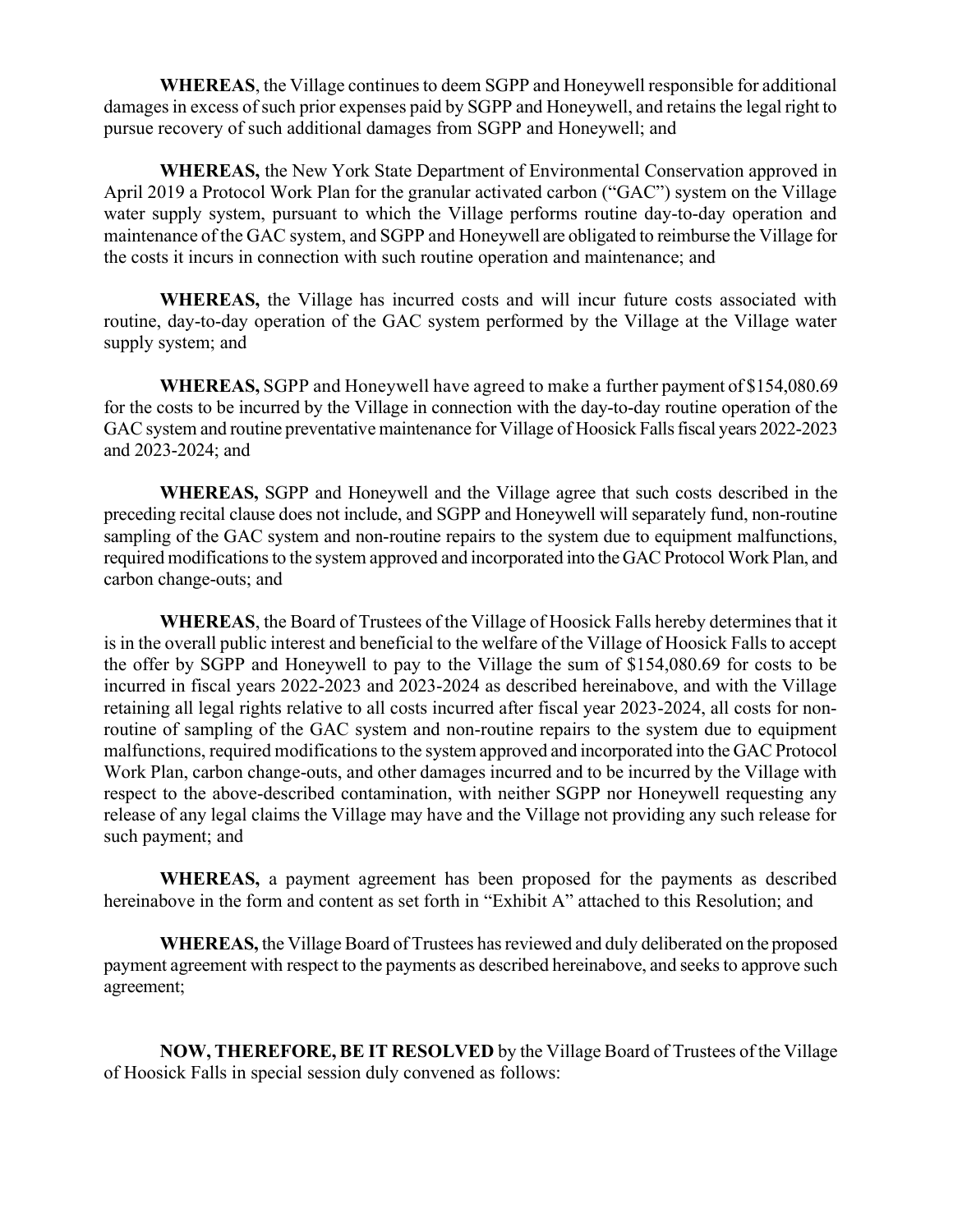**WHEREAS**, the Village continues to deem SGPP and Honeywell responsible for additional damages in excess of such prior expenses paid by SGPP and Honeywell, and retains the legal right to pursue recovery of such additional damages from SGPP and Honeywell; and

**WHEREAS,** the New York State Department of Environmental Conservation approved in April 2019 a Protocol Work Plan for the granular activated carbon ("GAC") system on the Village water supply system, pursuant to which the Village performs routine day-to-day operation and maintenance of the GAC system, and SGPP and Honeywell are obligated to reimburse the Village for the costs it incurs in connection with such routine operation and maintenance; and

**WHEREAS,** the Village has incurred costs and will incur future costs associated with routine, day-to-day operation of the GAC system performed by the Village at the Village water supply system; and

**WHEREAS,** SGPP and Honeywell have agreed to make a further payment of $154,080.69 for the costs to be incurred by the Village in connection with the day-to-day routine operation of the GAC system and routine preventative maintenance for Village of Hoosick Falls fiscal years 2022-2023 and 2023-2024; and

**WHEREAS,** SGPP and Honeywell and the Village agree that such costs described in the preceding recital clause does not include, and SGPP and Honeywell will separately fund, non-routine sampling of the GAC system and non-routine repairs to the system due to equipment malfunctions, required modifications to the system approved and incorporated into the GAC Protocol Work Plan, and carbon change-outs; and

**WHEREAS**, the Board of Trustees of the Village of Hoosick Falls hereby determines that it is in the overall public interest and beneficial to the welfare of the Village of Hoosick Falls to accept the offer by SGPP and Honeywell to pay to the Village the sum of $154,080.69 for costs to be incurred in fiscal years 2022-2023 and 2023-2024 as described hereinabove, and with the Village retaining all legal rights relative to all costs incurred after fiscal year 2023-2024, all costs for non-routine of sampling of the GAC system and non-routine repairs to the system due to equipment malfunctions, required modifications to the system approved and incorporated into the GAC Protocol Work Plan, carbon change-outs, and other damages incurred and to be incurred by the Village with respect to the above-described contamination, with neither SGPP nor Honeywell requesting any release of any legal claims the Village may have and the Village not providing any such release for such payment; and

**WHEREAS,** a payment agreement has been proposed for the payments as described hereinabove in the form and content as set forth in "Exhibit A" attached to this Resolution; and

**WHEREAS,** the Village Board of Trustees has reviewed and duly deliberated on the proposed payment agreement with respect to the payments as described hereinabove, and seeks to approve such agreement;

**NOW, THEREFORE, BE IT RESOLVED** by the Village Board of Trustees of the Village of Hoosick Falls in special session duly convened as follows: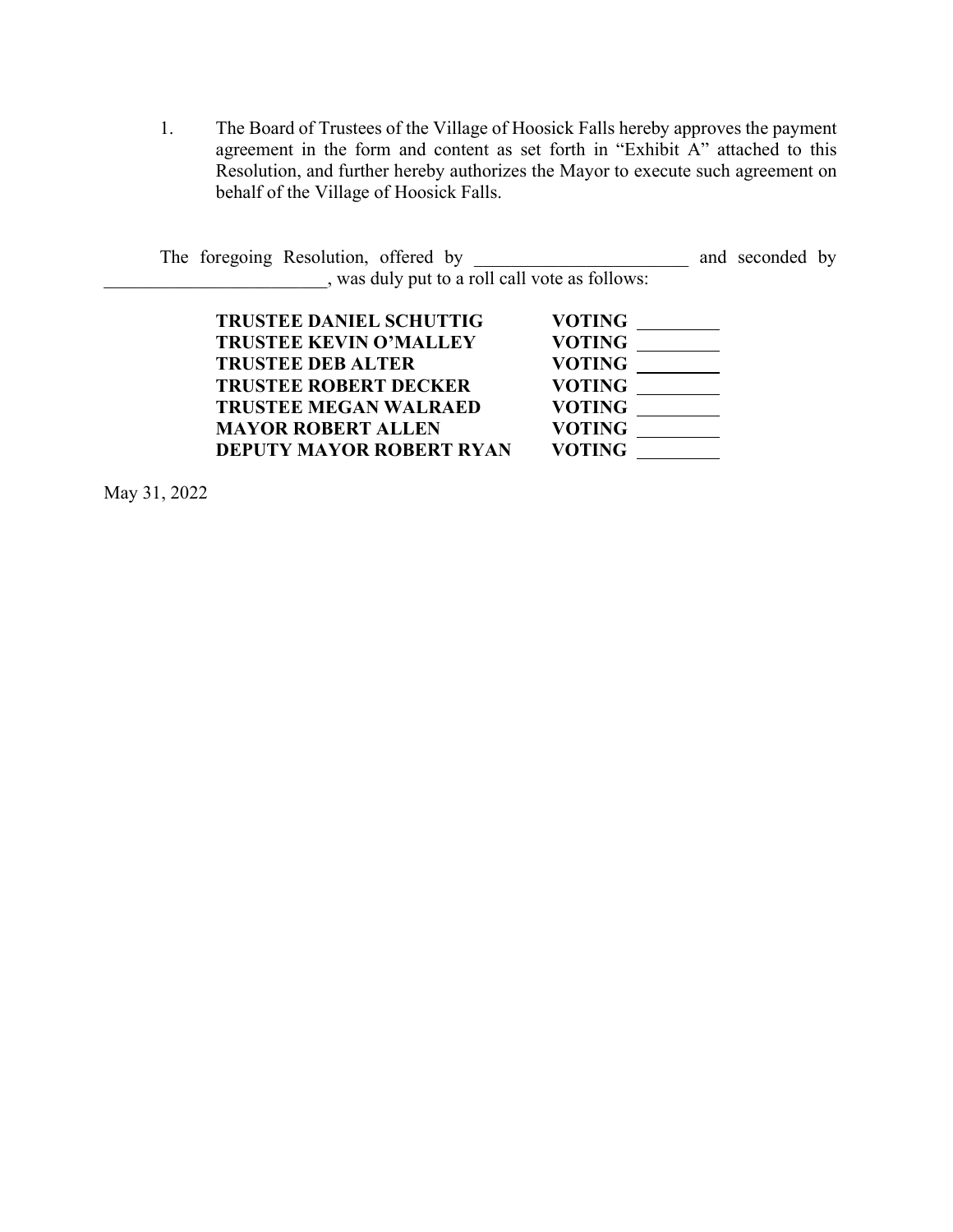1. The Board of Trustees of the Village of Hoosick Falls hereby approves the payment agreement in the form and content as set forth in "Exhibit A" attached to this Resolution, and further hereby authorizes the Mayor to execute such agreement on behalf of the Village of Hoosick Falls.

The foregoing Resolution, offered by ________________________ and seconded by ________________________, was duly put to a roll call vote as follows:

| | |
|---|---|
| **TRUSTEE DANIEL SCHUTTIG** | **VOTING** _________ |
| **TRUSTEE KEVIN O'MALLEY** | **VOTING** _________ |
| **TRUSTEE DEB ALTER** | **VOTING** _________ |
| **TRUSTEE ROBERT DECKER** | **VOTING** _________ |
| **TRUSTEE MEGAN WALRAED** | **VOTING** _________ |
| **MAYOR ROBERT ALLEN** | **VOTING** _________ |
| **DEPUTY MAYOR ROBERT RYAN** | **VOTING** _________ |

May 31, 2022